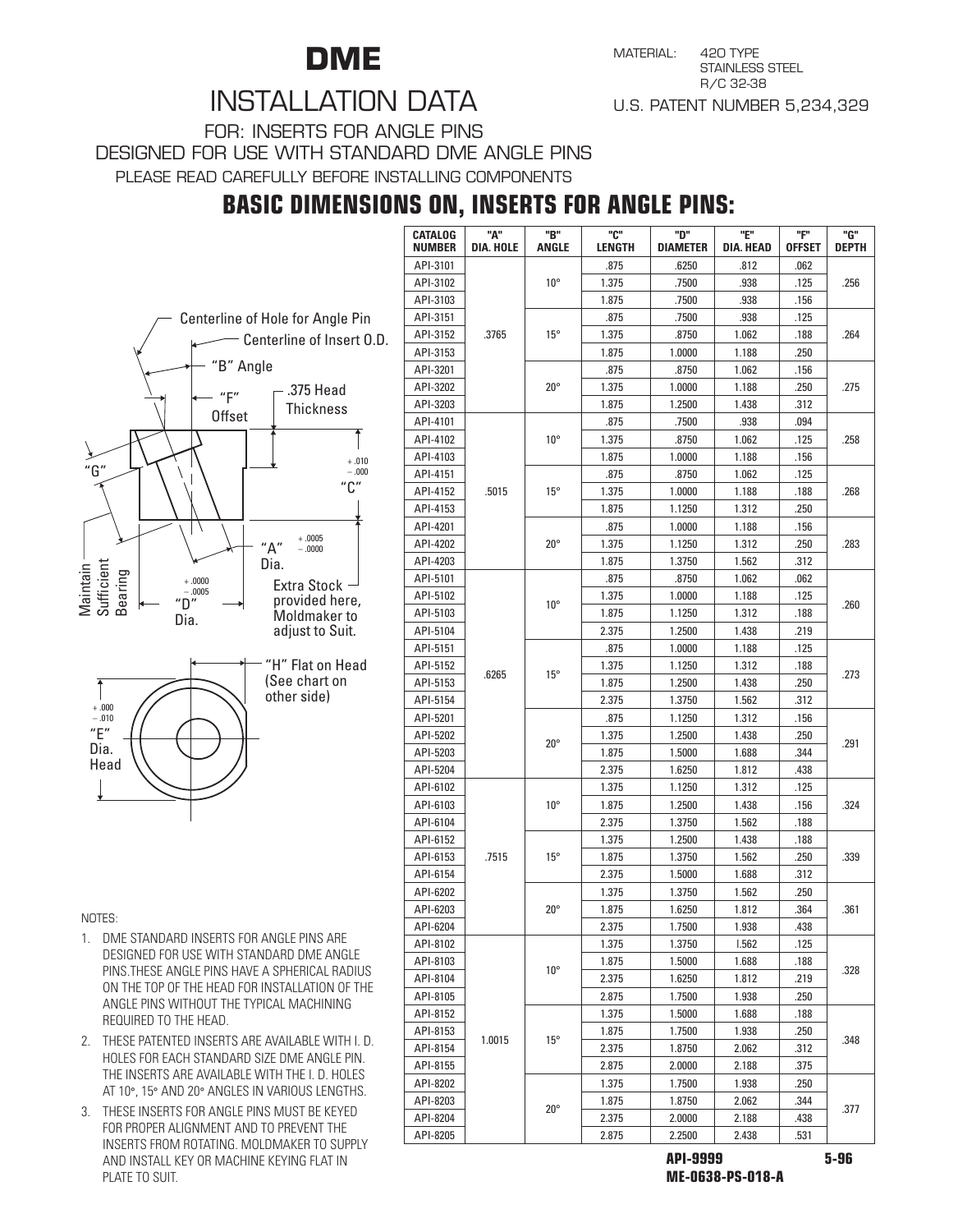# DME

MATERIAL: 420 TYPE STAINLESS STEEL R/C 32-38

U.S. PATENT NUMBER 5,234,329

## INSTALLATION DATA

FOR: INSERTS FOR ANGLE PINS

DESIGNED FOR USE WITH STANDARD DME ANGLE PINS

PLEASE READ CAREFULLY BEFORE INSTALLING COMPONENTS

## BASIC DIMENSIONS ON, INSERTS FOR ANGLE PINS:

Centerline of Hole for Angle Pin
Centerline of Insert O.D.
"B" Angle
"F" Offset
.375 Head Thickness
"G"
"C" +.010 −.000
"A" Dia. +.0005 −.0000
Maintain Sufficient Bearing
"D" Dia. +.0000 −.0005
Extra Stock provided here, Moldmaker to adjust to Suit.
"H" Flat on Head (See chart on other side)
"E" Dia. Head +.000 −.010

| CATALOG NUMBER | "A" DIA. HOLE | "B" ANGLE | "C" LENGTH | "D" DIAMETER | "E" DIA. HEAD | "F" OFFSET | "G" DEPTH |
|---|---|---|---|---|---|---|---|
| API-3101 | .3765 | 10° | .875 | .6250 | .812 | .062 | .256 |
| API-3102 | | | 1.375 | .7500 | .938 | .125 | |
| API-3103 | | | 1.875 | .7500 | .938 | .156 | |
| API-3151 | | 15° | .875 | .7500 | .938 | .125 | .264 |
| API-3152 | | | 1.375 | .8750 | 1.062 | .188 | |
| API-3153 | | | 1.875 | 1.0000 | 1.188 | .250 | |
| API-3201 | | 20° | .875 | .8750 | 1.062 | .156 | .275 |
| API-3202 | | | 1.375 | 1.0000 | 1.188 | .250 | |
| API-3203 | | | 1.875 | 1.2500 | 1.438 | .312 | |
| API-4101 | .5015 | 10° | .875 | .7500 | .938 | .094 | .258 |
| API-4102 | | | 1.375 | .8750 | 1.062 | .125 | |
| API-4103 | | | 1.875 | 1.0000 | 1.188 | .156 | |
| API-4151 | | 15° | .875 | .8750 | 1.062 | .125 | .268 |
| API-4152 | | | 1.375 | 1.0000 | 1.188 | .188 | |
| API-4153 | | | 1.875 | 1.1250 | 1.312 | .250 | |
| API-4201 | | 20° | .875 | 1.0000 | 1.188 | .156 | .283 |
| API-4202 | | | 1.375 | 1.1250 | 1.312 | .250 | |
| API-4203 | | | 1.875 | 1.3750 | 1.562 | .312 | |
| API-5101 | .6265 | 10° | .875 | .8750 | 1.062 | .062 | .260 |
| API-5102 | | | 1.375 | 1.0000 | 1.188 | .125 | |
| API-5103 | | | 1.875 | 1.1250 | 1.312 | .188 | |
| API-5104 | | | 2.375 | 1.2500 | 1.438 | .219 | |
| API-5151 | | 15° | .875 | 1.0000 | 1.188 | .125 | .273 |
| API-5152 | | | 1.375 | 1.1250 | 1.312 | .188 | |
| API-5153 | | | 1.875 | 1.2500 | 1.438 | .250 | |
| API-5154 | | | 2.375 | 1.3750 | 1.562 | .312 | |
| API-5201 | | 20° | .875 | 1.1250 | 1.312 | .156 | .291 |
| API-5202 | | | 1.375 | 1.2500 | 1.438 | .250 | |
| API-5203 | | | 1.875 | 1.5000 | 1.688 | .344 | |
| API-5204 | | | 2.375 | 1.6250 | 1.812 | .438 | |
| API-6102 | .7515 | 10° | 1.375 | 1.1250 | 1.312 | .125 | .324 |
| API-6103 | | | 1.875 | 1.2500 | 1.438 | .156 | |
| API-6104 | | | 2.375 | 1.3750 | 1.562 | .188 | |
| API-6152 | | 15° | 1.375 | 1.2500 | 1.438 | .188 | .339 |
| API-6153 | | | 1.875 | 1.3750 | 1.562 | .250 | |
| API-6154 | | | 2.375 | 1.5000 | 1.688 | .312 | |
| API-6202 | | 20° | 1.375 | 1.3750 | 1.562 | .250 | .361 |
| API-6203 | | | 1.875 | 1.6250 | 1.812 | .364 | |
| API-6204 | | | 2.375 | 1.7500 | 1.938 | .438 | |
| API-8102 | 1.0015 | 10° | 1.375 | 1.3750 | l.562 | .125 | .328 |
| API-8103 | | | 1.875 | 1.5000 | 1.688 | .188 | |
| API-8104 | | | 2.375 | 1.6250 | 1.812 | .219 | |
| API-8105 | | | 2.875 | 1.7500 | 1.938 | .250 | |
| API-8152 | | 15° | 1.375 | 1.5000 | 1.688 | .188 | .348 |
| API-8153 | | | 1.875 | 1.7500 | 1.938 | .250 | |
| API-8154 | | | 2.375 | 1.8750 | 2.062 | .312 | |
| API-8155 | | | 2.875 | 2.0000 | 2.188 | .375 | |
| API-8202 | | 20° | 1.375 | 1.7500 | 1.938 | .250 | .377 |
| API-8203 | | | 1.875 | 1.8750 | 2.062 | .344 | |
| API-8204 | | | 2.375 | 2.0000 | 2.188 | .438 | |
| API-8205 | | | 2.875 | 2.2500 | 2.438 | .531 | |

NOTES:

1. DME STANDARD INSERTS FOR ANGLE PINS ARE DESIGNED FOR USE WITH STANDARD DME ANGLE PINS.THESE ANGLE PINS HAVE A SPHERICAL RADIUS ON THE TOP OF THE HEAD FOR INSTALLATION OF THE ANGLE PINS WITHOUT THE TYPICAL MACHINING REQUIRED TO THE HEAD.
2. THESE PATENTED INSERTS ARE AVAILABLE WITH I. D. HOLES FOR EACH STANDARD SIZE DME ANGLE PIN. THE INSERTS ARE AVAILABLE WITH THE I. D. HOLES AT 10°, 15° AND 20° ANGLES IN VARIOUS LENGTHS.
3. THESE INSERTS FOR ANGLE PINS MUST BE KEYED FOR PROPER ALIGNMENT AND TO PREVENT THE INSERTS FROM ROTATING. MOLDMAKER TO SUPPLY AND INSTALL KEY OR MACHINE KEYING FLAT IN PLATE TO SUIT.

**API-9999** **5-96**

**ME-0638-PS-018-A**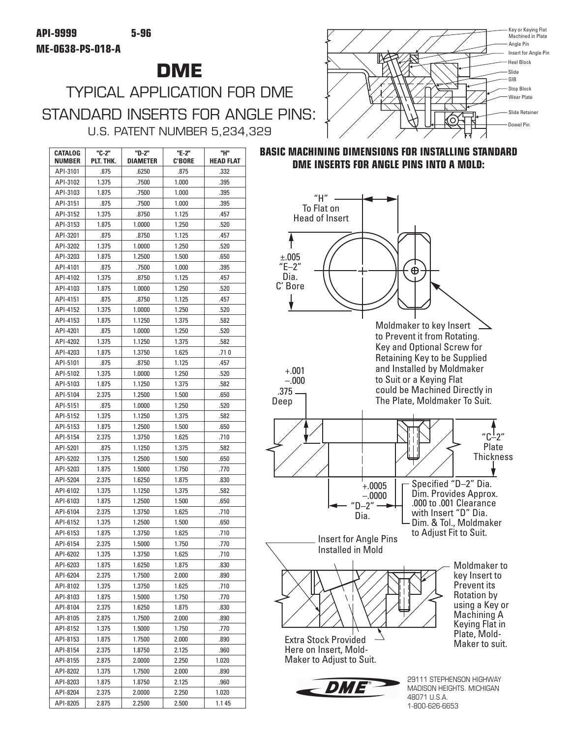**API-9999 5-96**

**ME-0638-PS-018-A**

# DME

## TYPICAL APPLICATION FOR DME STANDARD INSERTS FOR ANGLE PINS:

U.S. PATENT NUMBER 5,234,329

Key or Keying Flat Machined in Plate
Angle Pin
Insert for Angle Pin
Heel Block
Slide
GIB
Stop Block
Wear Plate
Slide Retainer
Dowel Pin

| CATALOG NUMBER | "C-2" PLT. THK. | "D-2" DIAMETER | "E-2" C'BORE | "H" HEAD FLAT |
|---|---|---|---|---|
| API-3101 | .875 | .6250 | .875 | .332 |
| API-3102 | 1.375 | .7500 | 1.000 | .395 |
| API-3103 | 1.875 | .7500 | 1.000 | .395 |
| API-3151 | .875 | .7500 | 1.000 | .395 |
| API-3152 | 1.375 | .8750 | 1.125 | .457 |
| API-3153 | 1.875 | 1.0000 | 1.250 | .520 |
| API-3201 | .875 | .8750 | 1.125 | .457 |
| API-3202 | 1.375 | 1.0000 | 1.250 | .520 |
| API-3203 | 1.875 | 1.2500 | 1.500 | .650 |
| API-4101 | .875 | .7500 | 1.000 | .395 |
| API-4102 | 1.375 | .8750 | 1.125 | .457 |
| API-4103 | 1.875 | 1.0000 | 1.250 | .520 |
| API-4151 | .875 | .8750 | 1.125 | .457 |
| API-4152 | 1.375 | 1.0000 | 1.250 | .520 |
| API-4153 | 1.875 | 1.1250 | 1.375 | .582 |
| API-4201 | .875 | 1.0000 | 1.250 | .520 |
| API-4202 | 1.375 | 1.1250 | 1.375 | .582 |
| API-4203 | 1.875 | 1.3750 | 1.625 | .71 0 |
| API-5101 | .875 | .8750 | 1.125 | .457 |
| API-5102 | 1.375 | 1.0000 | 1.250 | .520 |
| API-5103 | 1.875 | 1.1250 | 1.375 | .582 |
| API-5104 | 2.375 | 1.2500 | 1.500 | .650 |
| API-5151 | .875 | 1.0000 | 1.250 | .520 |
| API-5152 | 1.375 | 1.1250 | 1.375 | .582 |
| API-5153 | 1.875 | 1.2500 | 1.500 | .650 |
| API-5154 | 2.375 | 1.3750 | 1.625 | .710 |
| API-5201 | .875 | 1.1250 | 1.375 | .582 |
| API-5202 | 1.375 | 1.2500 | 1.500 | .650 |
| API-5203 | 1.875 | 1.5000 | 1.750 | .770 |
| API-5204 | 2.375 | 1.6250 | 1.875 | .830 |
| API-6102 | 1.375 | 1.1250 | 1.375 | .582 |
| API-6103 | 1.875 | 1.2500 | 1.500 | .650 |
| API-6104 | 2.375 | 1.3750 | 1.625 | .710 |
| API-6152 | 1.375 | 1.2500 | 1.500 | .650 |
| API-6153 | 1.875 | 1.3750 | 1.625 | .710 |
| API-6154 | 2.375 | 1.5000 | 1.750 | .770 |
| API-6202 | 1.375 | 1.3750 | 1.625 | .710 |
| API-6203 | 1.875 | 1.6250 | 1.875 | .830 |
| API-6204 | 2.375 | 1.7500 | 2.000 | .890 |
| API-8102 | 1.375 | 1.3750 | 1.625 | .710 |
| API-8103 | 1.875 | 1.5000 | 1.750 | .770 |
| API-8104 | 2.375 | 1.6250 | 1.875 | .830 |
| API-8105 | 2.875 | 1.7500 | 2.000 | .890 |
| API-8152 | 1.375 | 1.5000 | 1.750 | .770 |
| API-8153 | 1.875 | 1.7500 | 2.000 | .890 |
| API-8154 | 2.375 | 1.8750 | 2.125 | .960 |
| API-8155 | 2.875 | 2.0000 | 2.250 | 1.020 |
| API-8202 | 1.375 | 1.7500 | 2.000 | .890 |
| API-8203 | 1.875 | 1.8750 | 2.125 | .960 |
| API-8204 | 2.375 | 2.0000 | 2.250 | 1.020 |
| API-8205 | 2.875 | 2.2500 | 2.500 | 1.1 45 |

### BASIC MACHINING DIMENSIONS FOR INSTALLING STANDARD DME INSERTS FOR ANGLE PINS INTO A MOLD:

"H" To Flat on Head of Insert

±.005 "E–2" Dia. C' Bore

Moldmaker to key Insert to Prevent it from Rotating. Key and Optional Screw for Retaining Key to be Supplied and Installed by Moldmaker to Suit or a Keying Flat could be Machined Directly in The Plate, Moldmaker To Suit.

+.001 –.000 .375 Deep

"C–2" Plate Thickness

+.0005 –.0000 "D–2" Dia.

Specified "D–2" Dia. Dim. Provides Approx. .000 to .001 Clearance with Insert "D" Dia. Dim. & Tol., Moldmaker to Adjust Fit to Suit.

Insert for Angle Pins Installed in Mold

Moldmaker to key Insert to Prevent its Rotation by using a Key or Machining A Keying Flat in Plate, Mold-Maker to suit.

Extra Stock Provided Here on Insert, Mold-Maker to Adjust to Suit.

DME®

29111 STEPHENSON HIGHWAY
MADISON HEIGHTS. MICHIGAN
48071 U.S.A.
1-800-626-6653